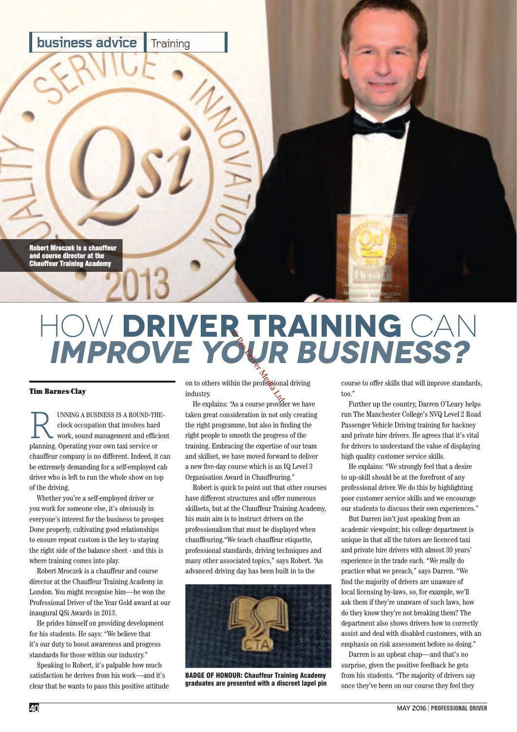business advice | Training

Robert Mroczek is a chauffeur and course director at the Chauffeur Training Academy

# HOW **DRIVER TRAINING** CAN ***IMPROVE YOUR BUSINESS?***

**Tim Barnes-Clay**

RUNNING A BUSINESS IS A ROUND-THE-clock occupation that involves hard work, sound management and efficient planning. Operating your own taxi service or chauffeur company is no different. Indeed, it can be extremely demanding for a self-employed cab driver who is left to run the whole show on top of the driving.

Whether you're a self-employed driver or you work for someone else, it's obviously in everyone's interest for the business to prosper. Done properly, cultivating good relationships to ensure repeat custom is the key to staying the right side of the balance sheet - and this is where training comes into play.

Robert Mroczek is a chauffeur and course director at the Chauffeur Training Academy in London. You might recognise him—he won the Professional Driver of the Year Gold award at our inaugural QSi Awards in 2013.

He prides himself on providing development for his students. He says: "We believe that it's our duty to boost awareness and progress standards for those within our industry."

Speaking to Robert, it's palpable how much satisfaction he derives from his work—and it's clear that he wants to pass this positive attitude on to others within the professional driving industry.

He explains: "As a course provider we have taken great consideration in not only creating the right programme, but also in finding the right people to smooth the progress of the training. Embracing the expertise of our team and skillset, we have moved forward to deliver a new five-day course which is an IQ Level 3 Organisation Award in Chauffeuring."

Robert is quick to point out that other courses have different structures and offer numerous skillsets, but at the Chauffeur Training Academy, his main aim is to instruct drivers on the professionalism that must be displayed when chauffeuring. "We teach chauffeur etiquette, professional standards, driving techniques and many other associated topics," says Robert. "An advanced driving day has been built in to the course to offer skills that will improve standards, too."

**BADGE OF HONOUR: Chauffeur Training Academy graduates are presented with a discreet lapel pin**

Further up the country, Darren O'Leary helps run The Manchester College's NVQ Level 2 Road Passenger Vehicle Driving training for hackney and private hire drivers. He agrees that it's vital for drivers to understand the value of displaying high quality customer service skills.

He explains: "We strongly feel that a desire to up-skill should be at the forefront of any professional driver. We do this by highlighting poor customer service skills and we encourage our students to discuss their own experiences."

But Darren isn't just speaking from an academic viewpoint; his college department is unique in that all the tutors are licenced taxi and private hire drivers with almost 30 years' experience in the trade each. "We really do practice what we preach," says Darren. "We find the majority of drivers are unaware of local licensing by-laws, so, for example, we'll ask them if they're unaware of such laws, how do they know they're not breaking them? The department also shows drivers how to correctly assist and deal with disabled customers, with an emphasis on risk assessment before so doing."

Darren is an upbeat chap—and that's no surprise, given the positive feedback he gets from his students. "The majority of drivers say once they've been on our course they feel they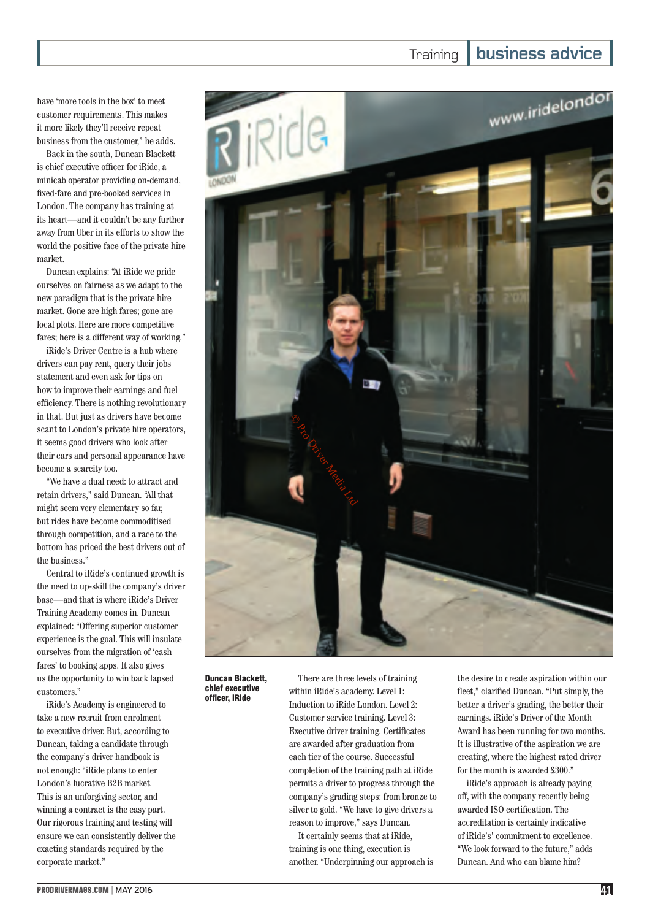have 'more tools in the box' to meet customer requirements. This makes it more likely they'll receive repeat business from the customer," he adds.

Back in the south, Duncan Blackett is chief executive officer for iRide, a minicab operator providing on-demand, fixed-fare and pre-booked services in London. The company has training at its heart—and it couldn't be any further away from Uber in its efforts to show the world the positive face of the private hire market.

Duncan explains: "At iRide we pride ourselves on fairness as we adapt to the new paradigm that is the private hire market. Gone are high fares; gone are local plots. Here are more competitive fares; here is a different way of working."

iRide's Driver Centre is a hub where drivers can pay rent, query their jobs statement and even ask for tips on how to improve their earnings and fuel efficiency. There is nothing revolutionary in that. But just as drivers have become scant to London's private hire operators, it seems good drivers who look after their cars and personal appearance have become a scarcity too.

"We have a dual need: to attract and retain drivers," said Duncan. "All that might seem very elementary so far, but rides have become commoditised through competition, and a race to the bottom has priced the best drivers out of the business."

Central to iRide's continued growth is the need to up-skill the company's driver base—and that is where iRide's Driver Training Academy comes in. Duncan explained: "Offering superior customer experience is the goal. This will insulate ourselves from the migration of 'cash fares' to booking apps. It also gives us the opportunity to win back lapsed customers."

iRide's Academy is engineered to take a new recruit from enrolment to executive driver. But, according to Duncan, taking a candidate through the company's driver handbook is not enough: "iRide plans to enter London's lucrative B2B market. This is an unforgiving sector, and winning a contract is the easy part. Our rigorous training and testing will ensure we can consistently deliver the exacting standards required by the corporate market."

**Duncan Blackett, chief executive officer, iRide**

There are three levels of training within iRide's academy. Level 1: Induction to iRide London. Level 2: Customer service training. Level 3: Executive driver training. Certificates are awarded after graduation from each tier of the course. Successful completion of the training path at iRide permits a driver to progress through the company's grading steps: from bronze to silver to gold. "We have to give drivers a reason to improve," says Duncan.

It certainly seems that at iRide, training is one thing, execution is another. "Underpinning our approach is the desire to create aspiration within our fleet," clarified Duncan. "Put simply, the better a driver's grading, the better their earnings. iRide's Driver of the Month Award has been running for two months. It is illustrative of the aspiration we are creating, where the highest rated driver for the month is awarded £300."

iRide's approach is already paying off, with the company recently being awarded ISO certification. The accreditation is certainly indicative of iRide's' commitment to excellence. "We look forward to the future," adds Duncan. And who can blame him?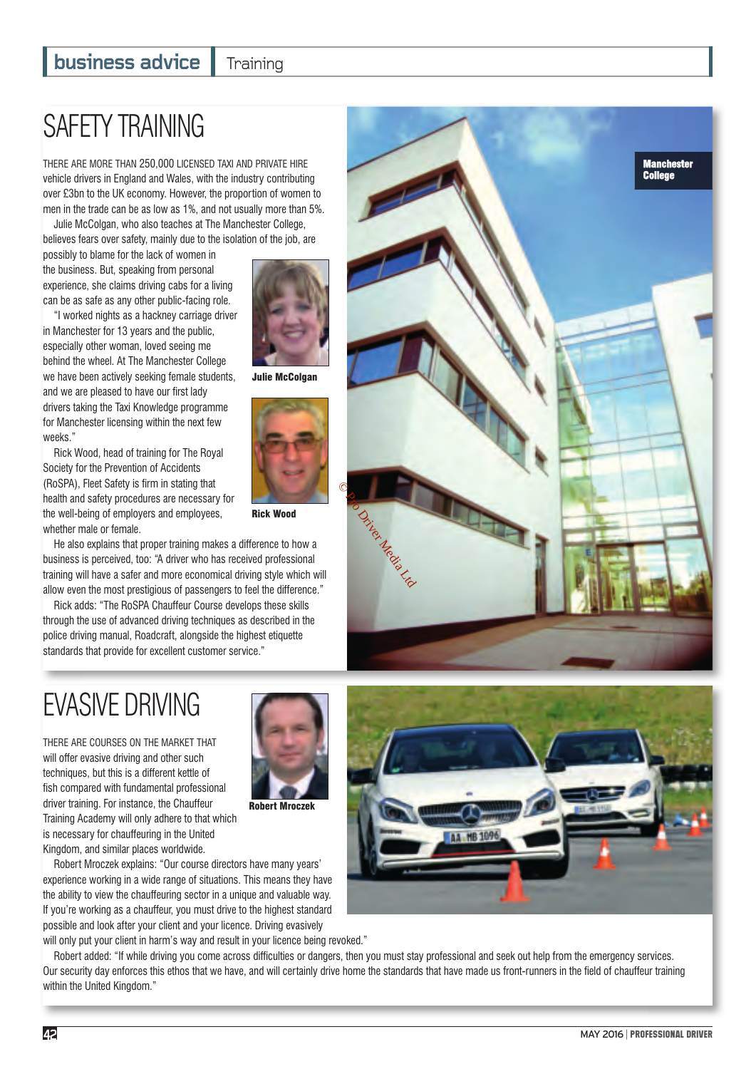# SAFETY TRAINING

THERE ARE MORE THAN 250,000 LICENSED TAXI AND PRIVATE HIRE vehicle drivers in England and Wales, with the industry contributing over £3bn to the UK economy. However, the proportion of women to men in the trade can be as low as 1%, and not usually more than 5%.

Julie McColgan, who also teaches at The Manchester College, believes fears over safety, mainly due to the isolation of the job, are possibly to blame for the lack of women in the business. But, speaking from personal experience, she claims driving cabs for a living can be as safe as any other public-facing role.

"I worked nights as a hackney carriage driver in Manchester for 13 years and the public, especially other woman, loved seeing me behind the wheel. At The Manchester College we have been actively seeking female students, and we are pleased to have our first lady drivers taking the Taxi Knowledge programme for Manchester licensing within the next few weeks."

Julie McColgan

Rick Wood, head of training for The Royal Society for the Prevention of Accidents (RoSPA), Fleet Safety is firm in stating that health and safety procedures are necessary for the well-being of employers and employees, whether male or female.

Rick Wood

He also explains that proper training makes a difference to how a business is perceived, too: "A driver who has received professional training will have a safer and more economical driving style which will allow even the most prestigious of passengers to feel the difference."

Rick adds: "The RoSPA Chauffeur Course develops these skills through the use of advanced driving techniques as described in the police driving manual, Roadcraft, alongside the highest etiquette standards that provide for excellent customer service."

Manchester College

# EVASIVE DRIVING

THERE ARE COURSES ON THE MARKET THAT will offer evasive driving and other such techniques, but this is a different kettle of fish compared with fundamental professional driver training. For instance, the Chauffeur Training Academy will only adhere to that which is necessary for chauffeuring in the United Kingdom, and similar places worldwide.

Robert Mroczek

Robert Mroczek explains: "Our course directors have many years' experience working in a wide range of situations. This means they have the ability to view the chauffeuring sector in a unique and valuable way. If you're working as a chauffeur, you must drive to the highest standard possible and look after your client and your licence. Driving evasively will only put your client in harm's way and result in your licence being revoked."

Robert added: "If while driving you come across difficulties or dangers, then you must stay professional and seek out help from the emergency services. Our security day enforces this ethos that we have, and will certainly drive home the standards that have made us front-runners in the field of chauffeur training within the United Kingdom."